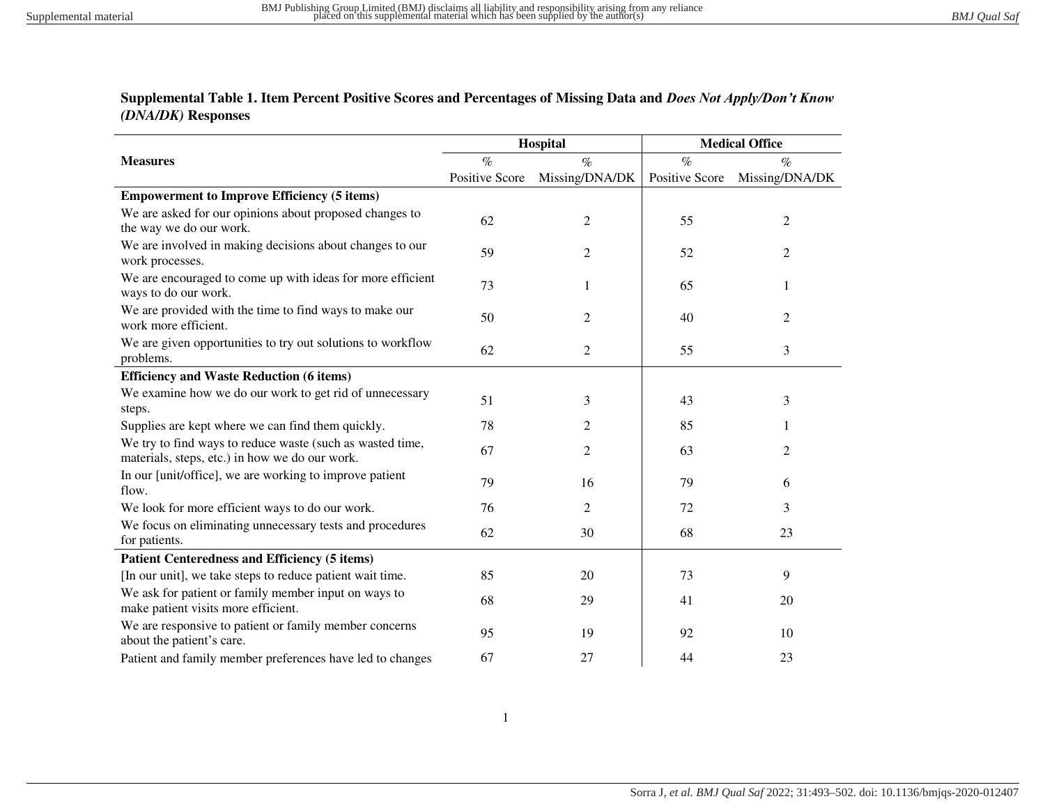**Supplemental Table 1. Item Percent Positive Scores and Percentages of Missing Data and *Does Not Apply/Don't Know (DNA/DK)* Responses**

| Measures | Hospital | | Medical Office | |
|---|---|---|---|---|
| | % Positive Score | % Missing/DNA/DK | % Positive Score | % Missing/DNA/DK |
| **Empowerment to Improve Efficiency (5 items)** | | | | |
| We are asked for our opinions about proposed changes to the way we do our work. | 62 | 2 | 55 | 2 |
| We are involved in making decisions about changes to our work processes. | 59 | 2 | 52 | 2 |
| We are encouraged to come up with ideas for more efficient ways to do our work. | 73 | 1 | 65 | 1 |
| We are provided with the time to find ways to make our work more efficient. | 50 | 2 | 40 | 2 |
| We are given opportunities to try out solutions to workflow problems. | 62 | 2 | 55 | 3 |
| **Efficiency and Waste Reduction (6 items)** | | | | |
| We examine how we do our work to get rid of unnecessary steps. | 51 | 3 | 43 | 3 |
| Supplies are kept where we can find them quickly. | 78 | 2 | 85 | 1 |
| We try to find ways to reduce waste (such as wasted time, materials, steps, etc.) in how we do our work. | 67 | 2 | 63 | 2 |
| In our [unit/office], we are working to improve patient flow. | 79 | 16 | 79 | 6 |
| We look for more efficient ways to do our work. | 76 | 2 | 72 | 3 |
| We focus on eliminating unnecessary tests and procedures for patients. | 62 | 30 | 68 | 23 |
| **Patient Centeredness and Efficiency (5 items)** | | | | |
| [In our unit], we take steps to reduce patient wait time. | 85 | 20 | 73 | 9 |
| We ask for patient or family member input on ways to make patient visits more efficient. | 68 | 29 | 41 | 20 |
| We are responsive to patient or family member concerns about the patient's care. | 95 | 19 | 92 | 10 |
| Patient and family member preferences have led to changes | 67 | 27 | 44 | 23 |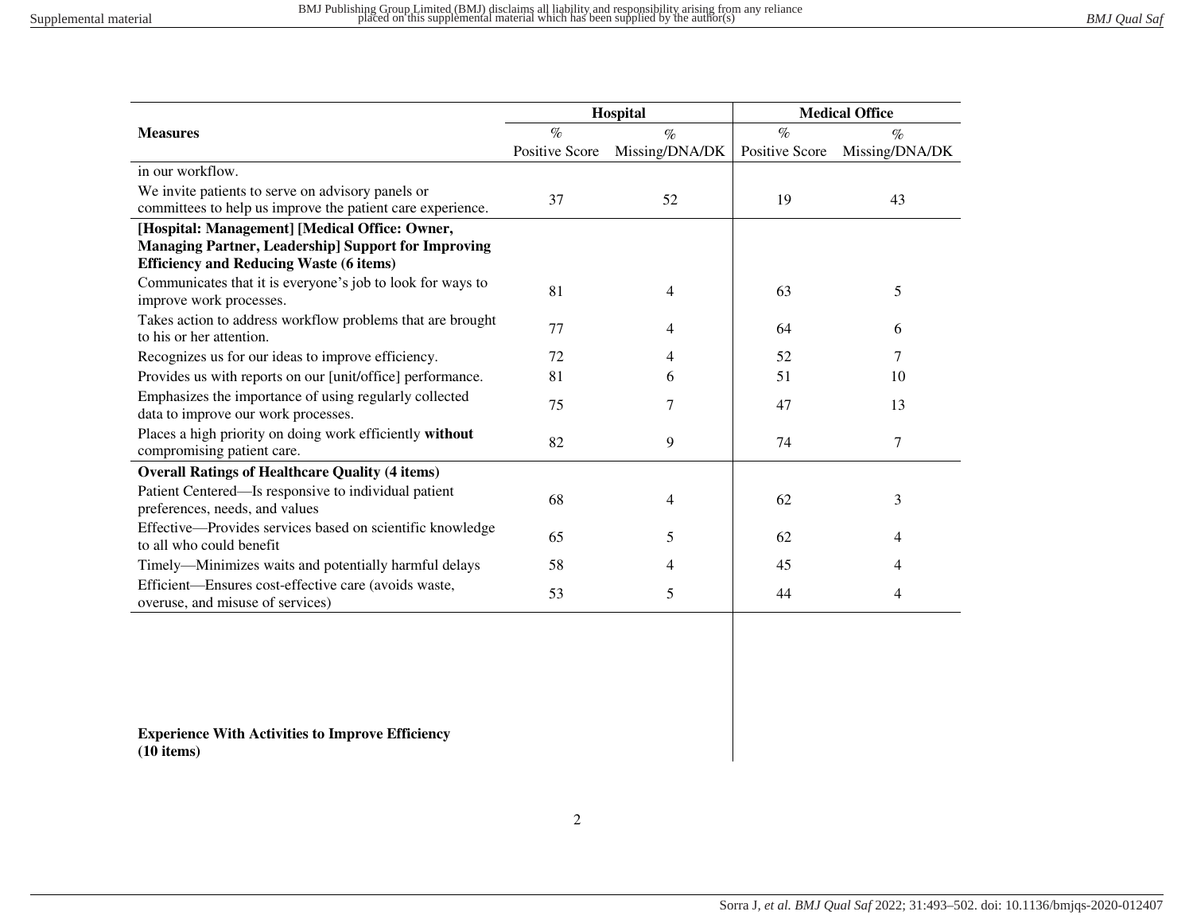| Measures | Hospital | | Medical Office | |
|---|---|---|---|---|
| | % Positive Score | % Missing/DNA/DK | % Positive Score | % Missing/DNA/DK |
| in our workflow. | | | | |
| We invite patients to serve on advisory panels or committees to help us improve the patient care experience. | 37 | 52 | 19 | 43 |
| **[Hospital: Management] [Medical Office: Owner, Managing Partner, Leadership] Support for Improving Efficiency and Reducing Waste (6 items)** | | | | |
| Communicates that it is everyone's job to look for ways to improve work processes. | 81 | 4 | 63 | 5 |
| Takes action to address workflow problems that are brought to his or her attention. | 77 | 4 | 64 | 6 |
| Recognizes us for our ideas to improve efficiency. | 72 | 4 | 52 | 7 |
| Provides us with reports on our [unit/office] performance. | 81 | 6 | 51 | 10 |
| Emphasizes the importance of using regularly collected data to improve our work processes. | 75 | 7 | 47 | 13 |
| Places a high priority on doing work efficiently **without** compromising patient care. | 82 | 9 | 74 | 7 |
| **Overall Ratings of Healthcare Quality (4 items)** | | | | |
| Patient Centered—Is responsive to individual patient preferences, needs, and values | 68 | 4 | 62 | 3 |
| Effective—Provides services based on scientific knowledge to all who could benefit | 65 | 5 | 62 | 4 |
| Timely—Minimizes waits and potentially harmful delays | 58 | 4 | 45 | 4 |
| Efficient—Ensures cost-effective care (avoids waste, overuse, and misuse of services) | 53 | 5 | 44 | 4 |
| **Experience With Activities to Improve Efficiency (10 items)** | | | | |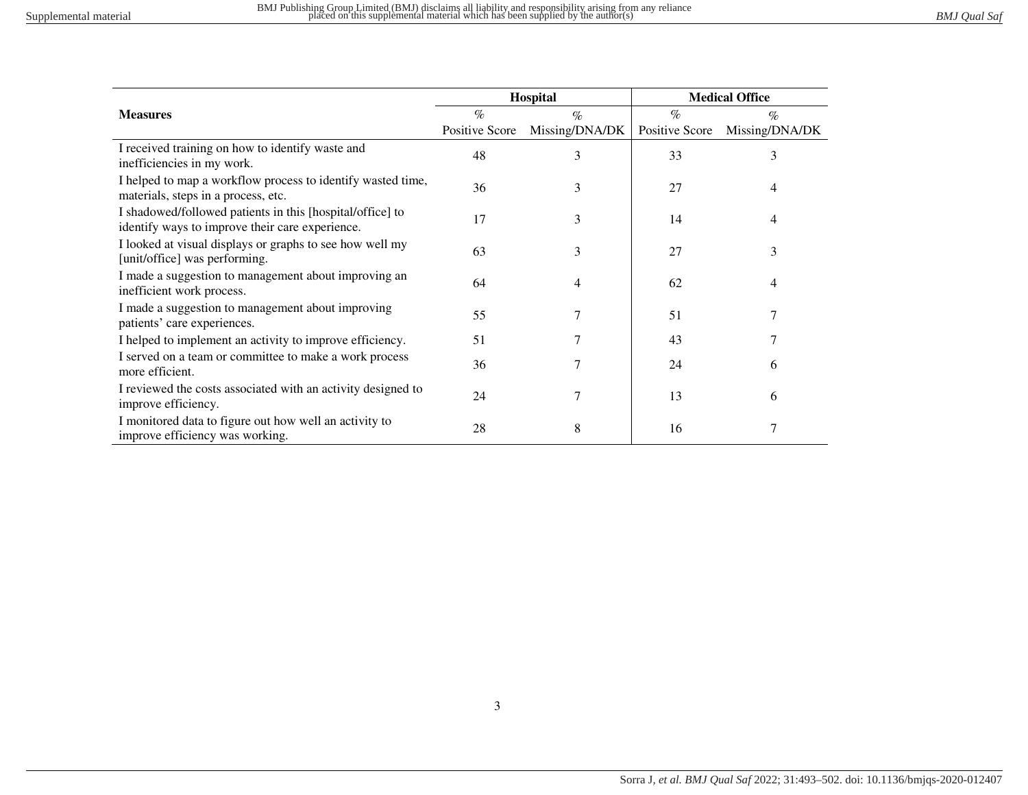| Measures | Hospital | | Medical Office | |
|---|---|---|---|---|
| | % Positive Score | % Missing/DNA/DK | % Positive Score | % Missing/DNA/DK |
| I received training on how to identify waste and inefficiencies in my work. | 48 | 3 | 33 | 3 |
| I helped to map a workflow process to identify wasted time, materials, steps in a process, etc. | 36 | 3 | 27 | 4 |
| I shadowed/followed patients in this [hospital/office] to identify ways to improve their care experience. | 17 | 3 | 14 | 4 |
| I looked at visual displays or graphs to see how well my [unit/office] was performing. | 63 | 3 | 27 | 3 |
| I made a suggestion to management about improving an inefficient work process. | 64 | 4 | 62 | 4 |
| I made a suggestion to management about improving patients' care experiences. | 55 | 7 | 51 | 7 |
| I helped to implement an activity to improve efficiency. | 51 | 7 | 43 | 7 |
| I served on a team or committee to make a work process more efficient. | 36 | 7 | 24 | 6 |
| I reviewed the costs associated with an activity designed to improve efficiency. | 24 | 7 | 13 | 6 |
| I monitored data to figure out how well an activity to improve efficiency was working. | 28 | 8 | 16 | 7 |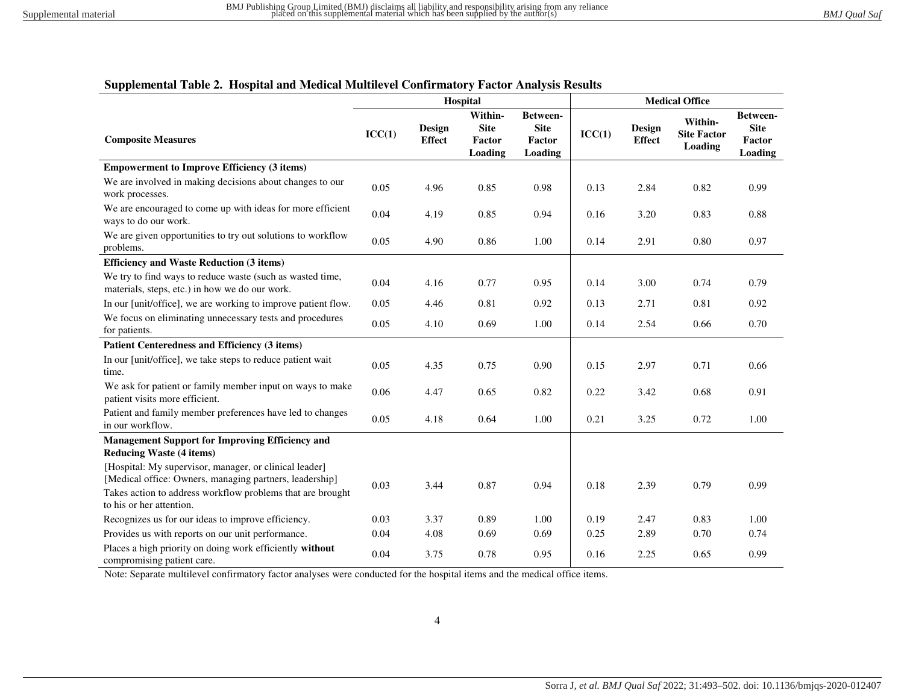**Supplemental Table 2. Hospital and Medical Multilevel Confirmatory Factor Analysis Results**

| | Hospital | | | | Medical Office | | | |
|---|---|---|---|---|---|---|---|---|
| **Composite Measures** | **ICC(1)** | **Design Effect** | **Within-Site Factor Loading** | **Between-Site Factor Loading** | **ICC(1)** | **Design Effect** | **Within-Site Factor Loading** | **Between-Site Factor Loading** |
| **Empowerment to Improve Efficiency (3 items)** | | | | | | | | |
| We are involved in making decisions about changes to our work processes. | 0.05 | 4.96 | 0.85 | 0.98 | 0.13 | 2.84 | 0.82 | 0.99 |
| We are encouraged to come up with ideas for more efficient ways to do our work. | 0.04 | 4.19 | 0.85 | 0.94 | 0.16 | 3.20 | 0.83 | 0.88 |
| We are given opportunities to try out solutions to workflow problems. | 0.05 | 4.90 | 0.86 | 1.00 | 0.14 | 2.91 | 0.80 | 0.97 |
| **Efficiency and Waste Reduction (3 items)** | | | | | | | | |
| We try to find ways to reduce waste (such as wasted time, materials, steps, etc.) in how we do our work. | 0.04 | 4.16 | 0.77 | 0.95 | 0.14 | 3.00 | 0.74 | 0.79 |
| In our [unit/office], we are working to improve patient flow. | 0.05 | 4.46 | 0.81 | 0.92 | 0.13 | 2.71 | 0.81 | 0.92 |
| We focus on eliminating unnecessary tests and procedures for patients. | 0.05 | 4.10 | 0.69 | 1.00 | 0.14 | 2.54 | 0.66 | 0.70 |
| **Patient Centeredness and Efficiency (3 items)** | | | | | | | | |
| In our [unit/office], we take steps to reduce patient wait time. | 0.05 | 4.35 | 0.75 | 0.90 | 0.15 | 2.97 | 0.71 | 0.66 |
| We ask for patient or family member input on ways to make patient visits more efficient. | 0.06 | 4.47 | 0.65 | 0.82 | 0.22 | 3.42 | 0.68 | 0.91 |
| Patient and family member preferences have led to changes in our workflow. | 0.05 | 4.18 | 0.64 | 1.00 | 0.21 | 3.25 | 0.72 | 1.00 |
| **Management Support for Improving Efficiency and Reducing Waste (4 items)** | | | | | | | | |
| [Hospital: My supervisor, manager, or clinical leader] [Medical office: Owners, managing partners, leadership] Takes action to address workflow problems that are brought to his or her attention. | 0.03 | 3.44 | 0.87 | 0.94 | 0.18 | 2.39 | 0.79 | 0.99 |
| Recognizes us for our ideas to improve efficiency. | 0.03 | 3.37 | 0.89 | 1.00 | 0.19 | 2.47 | 0.83 | 1.00 |
| Provides us with reports on our unit performance. | 0.04 | 4.08 | 0.69 | 0.69 | 0.25 | 2.89 | 0.70 | 0.74 |
| Places a high priority on doing work efficiently **without** compromising patient care. | 0.04 | 3.75 | 0.78 | 0.95 | 0.16 | 2.25 | 0.65 | 0.99 |

Note: Separate multilevel confirmatory factor analyses were conducted for the hospital items and the medical office items.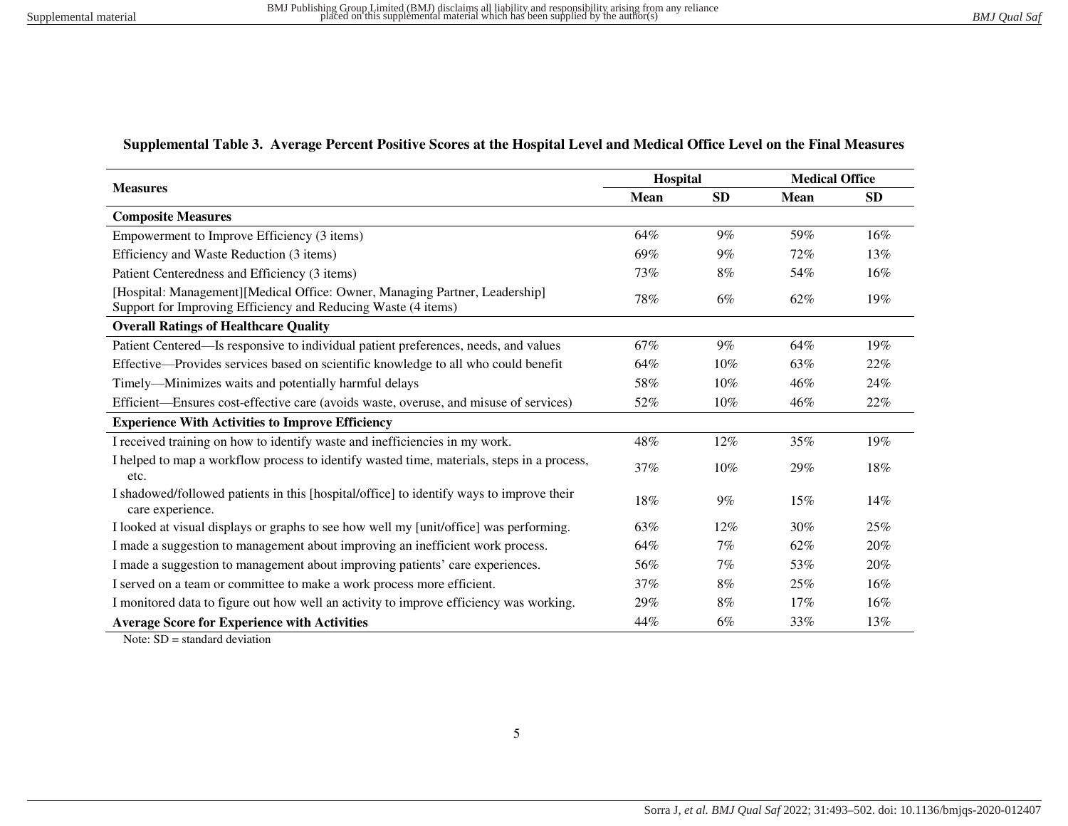**Supplemental Table 3. Average Percent Positive Scores at the Hospital Level and Medical Office Level on the Final Measures**

| Measures | Hospital | | Medical Office | |
|---|---|---|---|---|
| | Mean | SD | Mean | SD |
| **Composite Measures** | | | | |
| Empowerment to Improve Efficiency (3 items) | 64% | 9% | 59% | 16% |
| Efficiency and Waste Reduction (3 items) | 69% | 9% | 72% | 13% |
| Patient Centeredness and Efficiency (3 items) | 73% | 8% | 54% | 16% |
| [Hospital: Management][Medical Office: Owner, Managing Partner, Leadership] Support for Improving Efficiency and Reducing Waste (4 items) | 78% | 6% | 62% | 19% |
| **Overall Ratings of Healthcare Quality** | | | | |
| Patient Centered—Is responsive to individual patient preferences, needs, and values | 67% | 9% | 64% | 19% |
| Effective—Provides services based on scientific knowledge to all who could benefit | 64% | 10% | 63% | 22% |
| Timely—Minimizes waits and potentially harmful delays | 58% | 10% | 46% | 24% |
| Efficient—Ensures cost-effective care (avoids waste, overuse, and misuse of services) | 52% | 10% | 46% | 22% |
| **Experience With Activities to Improve Efficiency** | | | | |
| I received training on how to identify waste and inefficiencies in my work. | 48% | 12% | 35% | 19% |
| I helped to map a workflow process to identify wasted time, materials, steps in a process, etc. | 37% | 10% | 29% | 18% |
| I shadowed/followed patients in this [hospital/office] to identify ways to improve their care experience. | 18% | 9% | 15% | 14% |
| I looked at visual displays or graphs to see how well my [unit/office] was performing. | 63% | 12% | 30% | 25% |
| I made a suggestion to management about improving an inefficient work process. | 64% | 7% | 62% | 20% |
| I made a suggestion to management about improving patients' care experiences. | 56% | 7% | 53% | 20% |
| I served on a team or committee to make a work process more efficient. | 37% | 8% | 25% | 16% |
| I monitored data to figure out how well an activity to improve efficiency was working. | 29% | 8% | 17% | 16% |
| **Average Score for Experience with Activities** | 44% | 6% | 33% | 13% |

Note: SD = standard deviation